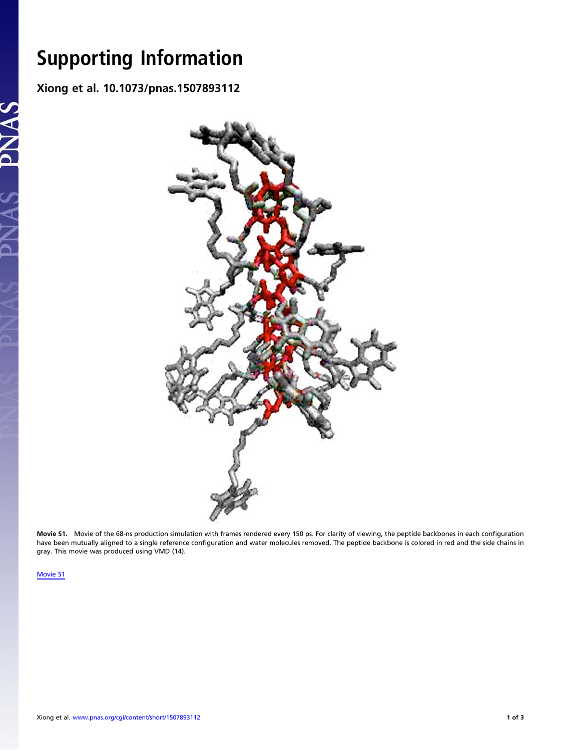# Supporting Information

## Xiong et al. 10.1073/pnas.1507893112

**Movie S1.** Movie of the 68-ns production simulation with frames rendered every 150 ps. For clarity of viewing, the peptide backbones in each configuration have been mutually aligned to a single reference configuration and water molecules removed. The peptide backbone is colored in red and the side chains in gray. This movie was produced using VMD (14).

Movie S1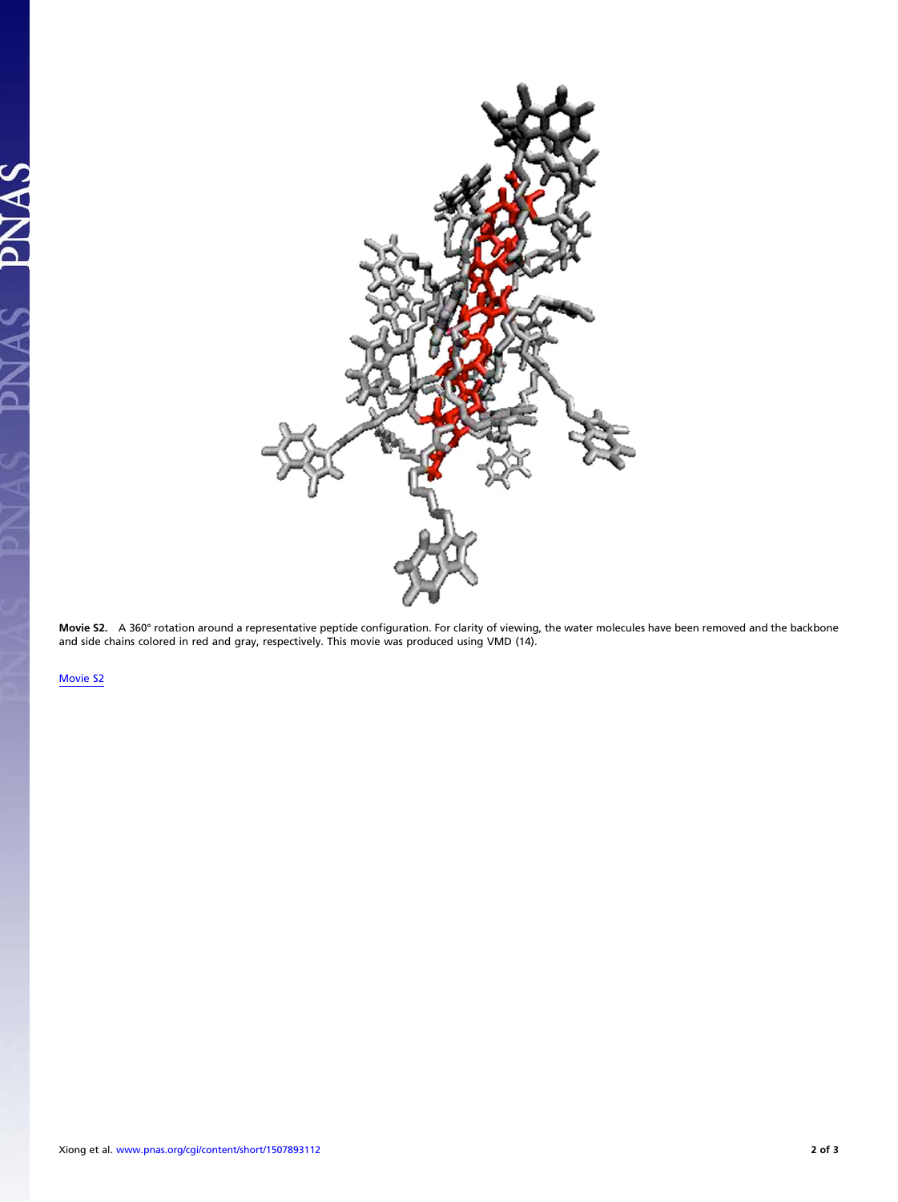**Movie S2.** A 360° rotation around a representative peptide configuration. For clarity of viewing, the water molecules have been removed and the backbone and side chains colored in red and gray, respectively. This movie was produced using VMD (14).

Movie S2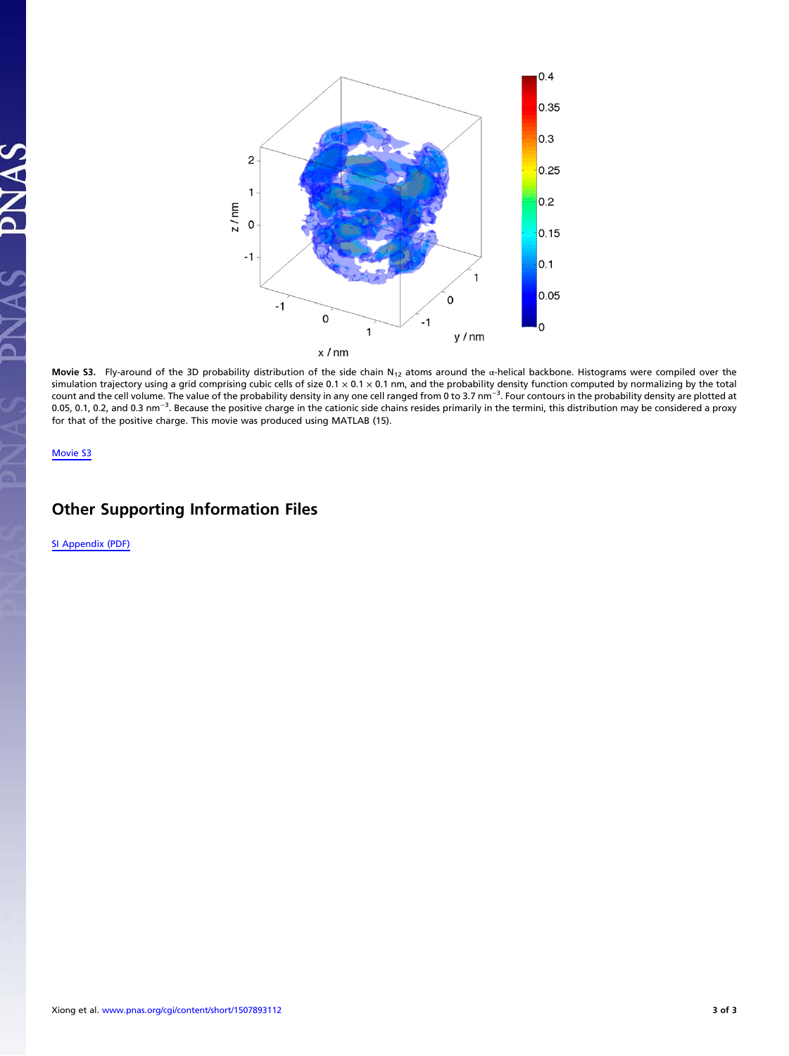0.4
0.35
0.3
0.25
0.2
0.15
0.1
0.05
0

2
1
0
-1
z / nm

-1
0
1
x / nm

-1
0
1
y / nm

**Movie S3.** Fly-around of the 3D probability distribution of the side chain $N_{12}$ atoms around the α-helical backbone. Histograms were compiled over the simulation trajectory using a grid comprising cubic cells of size 0.1 × 0.1 × 0.1 nm, and the probability density function computed by normalizing by the total count and the cell volume. The value of the probability density in any one cell ranged from 0 to 3.7 $nm^{-3}$. Four contours in the probability density are plotted at 0.05, 0.1, 0.2, and 0.3 $nm^{-3}$. Because the positive charge in the cationic side chains resides primarily in the termini, this distribution may be considered a proxy for that of the positive charge. This movie was produced using MATLAB (15).

Movie S3

## Other Supporting Information Files

SI Appendix (PDF)